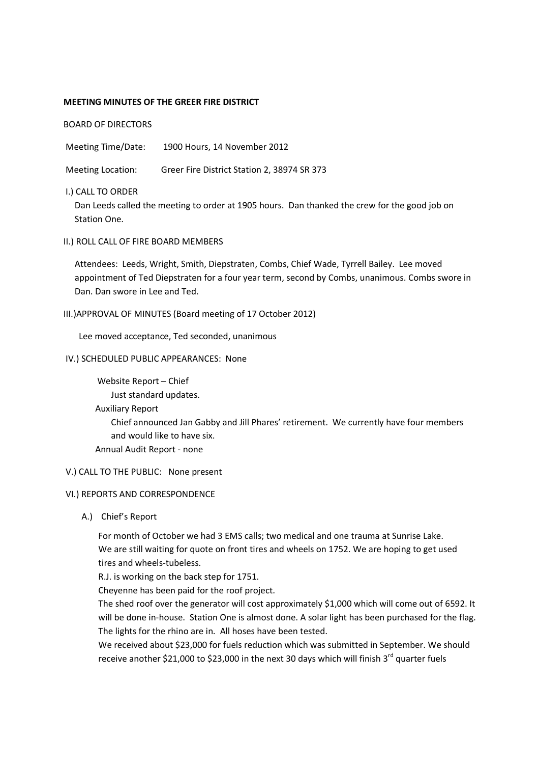**MEETING MINUTES OF THE GREER FIRE DISTRICT**

BOARD OF DIRECTORS

Meeting Time/Date: 1900 Hours, 14 November 2012

Meeting Location: Greer Fire District Station 2, 38974 SR 373

I.) CALL TO ORDER

Dan Leeds called the meeting to order at 1905 hours. Dan thanked the crew for the good job on Station One.

II.) ROLL CALL OF FIRE BOARD MEMBERS

Attendees: Leeds, Wright, Smith, Diepstraten, Combs, Chief Wade, Tyrrell Bailey. Lee moved appointment of Ted Diepstraten for a four year term, second by Combs, unanimous. Combs swore in Dan. Dan swore in Lee and Ted.

III.) APPROVAL OF MINUTES (Board meeting of 17 October 2012)

Lee moved acceptance, Ted seconded, unanimous

IV.) SCHEDULED PUBLIC APPEARANCES: None

Website Report – Chief

Just standard updates.

Auxiliary Report

Chief announced Jan Gabby and Jill Phares' retirement. We currently have four members and would like to have six.

Annual Audit Report - none

V.) CALL TO THE PUBLIC: None present

VI.) REPORTS AND CORRESPONDENCE

A.) Chief's Report

For month of October we had 3 EMS calls; two medical and one trauma at Sunrise Lake.

We are still waiting for quote on front tires and wheels on 1752. We are hoping to get used tires and wheels-tubeless.

R.J. is working on the back step for 1751.

Cheyenne has been paid for the roof project.

The shed roof over the generator will cost approximately $1,000 which will come out of 6592. It will be done in-house. Station One is almost done. A solar light has been purchased for the flag. The lights for the rhino are in. All hoses have been tested.

We received about $23,000 for fuels reduction which was submitted in September. We should receive another $21,000 to $23,000 in the next 30 days which will finish 3rd quarter fuels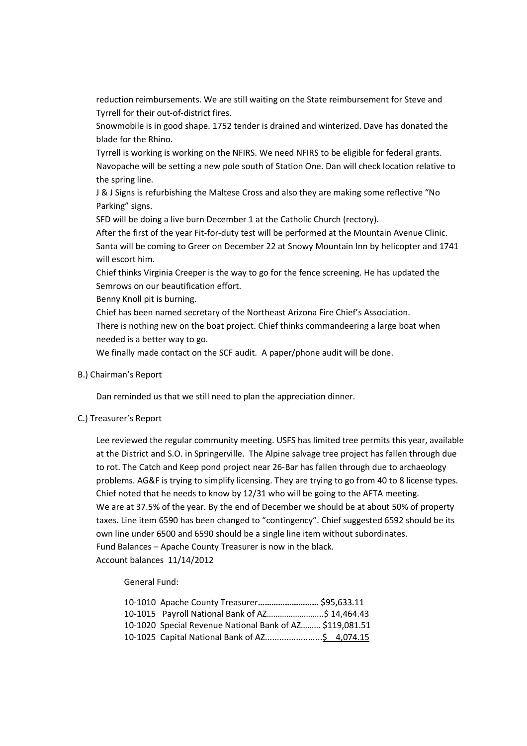reduction reimbursements. We are still waiting on the State reimbursement for Steve and Tyrrell for their out-of-district fires.

Snowmobile is in good shape. 1752 tender is drained and winterized. Dave has donated the blade for the Rhino.

Tyrrell is working is working on the NFIRS. We need NFIRS to be eligible for federal grants.

Navopache will be setting a new pole south of Station One. Dan will check location relative to the spring line.

J & J Signs is refurbishing the Maltese Cross and also they are making some reflective "No Parking" signs.

SFD will be doing a live burn December 1 at the Catholic Church (rectory).

After the first of the year Fit-for-duty test will be performed at the Mountain Avenue Clinic.

Santa will be coming to Greer on December 22 at Snowy Mountain Inn by helicopter and 1741 will escort him.

Chief thinks Virginia Creeper is the way to go for the fence screening. He has updated the Semrows on our beautification effort.

Benny Knoll pit is burning.

Chief has been named secretary of the Northeast Arizona Fire Chief's Association.

There is nothing new on the boat project. Chief thinks commandeering a large boat when needed is a better way to go.

We finally made contact on the SCF audit. A paper/phone audit will be done.

B.) Chairman's Report

Dan reminded us that we still need to plan the appreciation dinner.

C.) Treasurer's Report

Lee reviewed the regular community meeting. USFS has limited tree permits this year, available at the District and S.O. in Springerville. The Alpine salvage tree project has fallen through due to rot. The Catch and Keep pond project near 26-Bar has fallen through due to archaeology problems. AG&F is trying to simplify licensing. They are trying to go from 40 to 8 license types. Chief noted that he needs to know by 12/31 who will be going to the AFTA meeting.

We are at 37.5% of the year. By the end of December we should be at about 50% of property taxes. Line item 6590 has been changed to "contingency". Chief suggested 6592 should be its own line under 6500 and 6590 should be a single line item without subordinates.

Fund Balances – Apache County Treasurer is now in the black.

Account balances 11/14/2012

General Fund:

10-1010 Apache County Treasurer**………………………** $95,633.11
10-1015 Payroll National Bank of AZ……………………..$ 14,464.43
10-1020 Special Revenue National Bank of AZ……… $119,081.51
10-1025 Capital National Bank of AZ.......................<u>$ 4,074.15</u>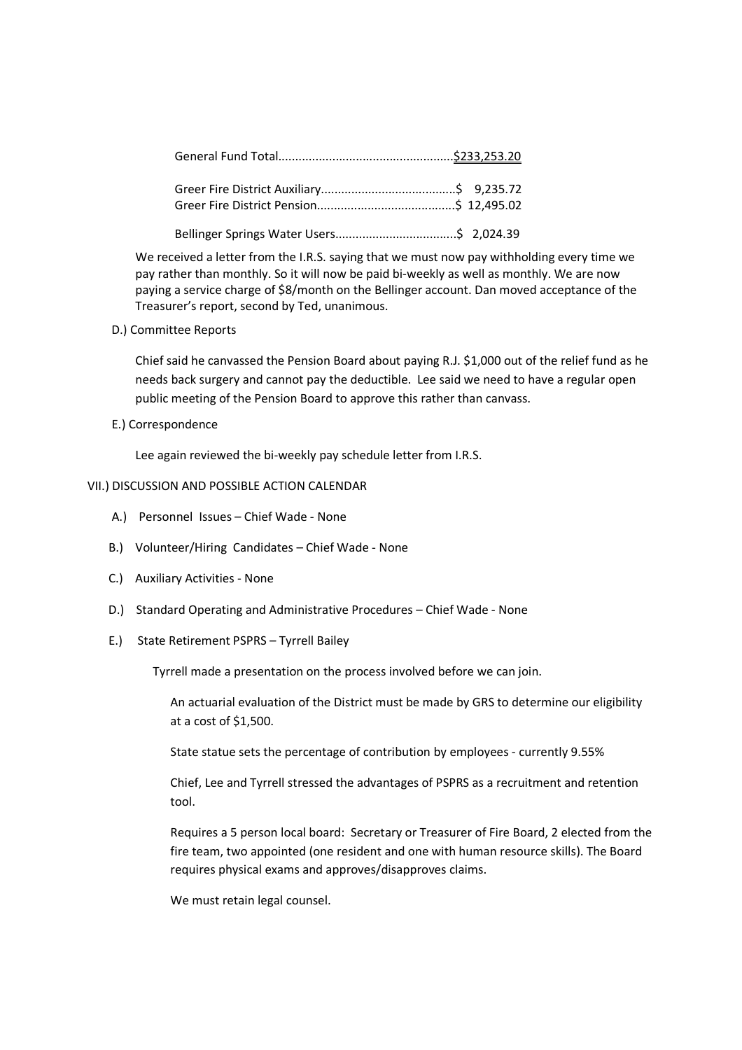General Fund Total...................................................$233,253.20

Greer Fire District Auxiliary.......................................$ 9,235.72
Greer Fire District Pension........................................$ 12,495.02

Bellinger Springs Water Users...................................$ 2,024.39

We received a letter from the I.R.S. saying that we must now pay withholding every time we pay rather than monthly. So it will now be paid bi-weekly as well as monthly. We are now paying a service charge of $8/month on the Bellinger account. Dan moved acceptance of the Treasurer's report, second by Ted, unanimous.

D.) Committee Reports

Chief said he canvassed the Pension Board about paying R.J. $1,000 out of the relief fund as he needs back surgery and cannot pay the deductible. Lee said we need to have a regular open public meeting of the Pension Board to approve this rather than canvass.

E.) Correspondence

Lee again reviewed the bi-weekly pay schedule letter from I.R.S.

VII.) DISCUSSION AND POSSIBLE ACTION CALENDAR

A.) Personnel Issues – Chief Wade - None

B.) Volunteer/Hiring Candidates – Chief Wade - None

C.) Auxiliary Activities - None

D.) Standard Operating and Administrative Procedures – Chief Wade - None

E.) State Retirement PSPRS – Tyrrell Bailey

Tyrrell made a presentation on the process involved before we can join.

An actuarial evaluation of the District must be made by GRS to determine our eligibility at a cost of $1,500.

State statue sets the percentage of contribution by employees - currently 9.55%

Chief, Lee and Tyrrell stressed the advantages of PSPRS as a recruitment and retention tool.

Requires a 5 person local board: Secretary or Treasurer of Fire Board, 2 elected from the fire team, two appointed (one resident and one with human resource skills). The Board requires physical exams and approves/disapproves claims.

We must retain legal counsel.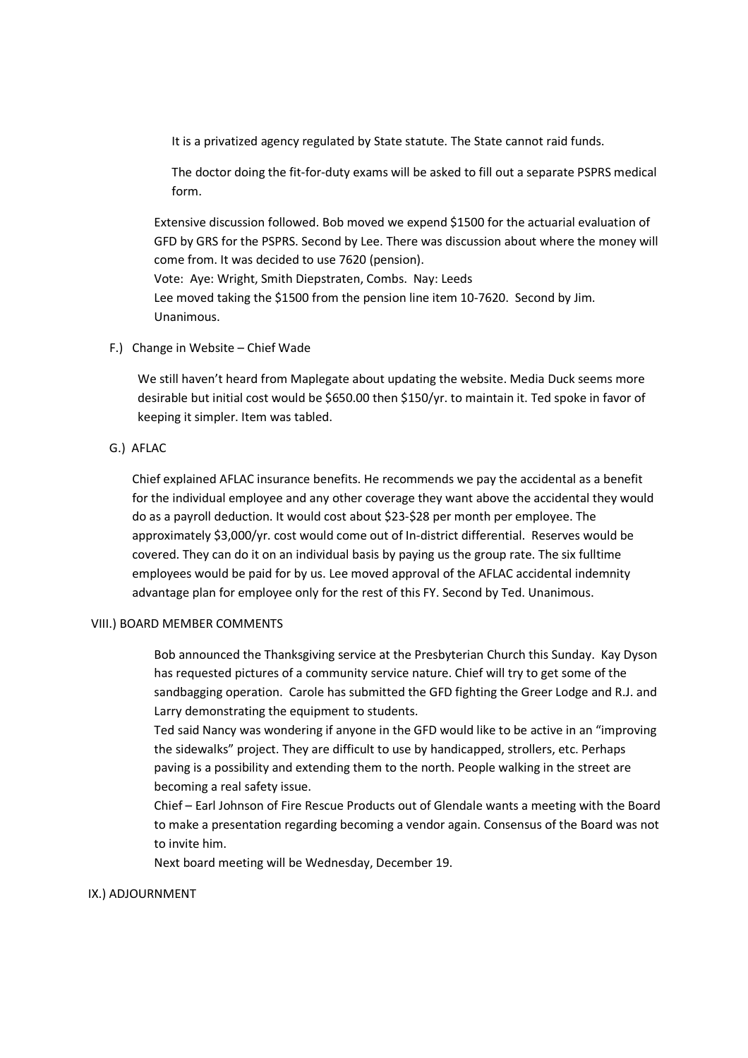It is a privatized agency regulated by State statute. The State cannot raid funds.

The doctor doing the fit-for-duty exams will be asked to fill out a separate PSPRS medical form.

Extensive discussion followed. Bob moved we expend $1500 for the actuarial evaluation of GFD by GRS for the PSPRS. Second by Lee. There was discussion about where the money will come from. It was decided to use 7620 (pension).
Vote: Aye: Wright, Smith Diepstraten, Combs. Nay: Leeds
Lee moved taking the $1500 from the pension line item 10-7620. Second by Jim. Unanimous.

F.) Change in Website – Chief Wade

We still haven't heard from Maplegate about updating the website. Media Duck seems more desirable but initial cost would be $650.00 then $150/yr. to maintain it. Ted spoke in favor of keeping it simpler. Item was tabled.

G.) AFLAC

Chief explained AFLAC insurance benefits. He recommends we pay the accidental as a benefit for the individual employee and any other coverage they want above the accidental they would do as a payroll deduction. It would cost about $23-$28 per month per employee. The approximately $3,000/yr. cost would come out of In-district differential. Reserves would be covered. They can do it on an individual basis by paying us the group rate. The six fulltime employees would be paid for by us. Lee moved approval of the AFLAC accidental indemnity advantage plan for employee only for the rest of this FY. Second by Ted. Unanimous.

VIII.) BOARD MEMBER COMMENTS

Bob announced the Thanksgiving service at the Presbyterian Church this Sunday. Kay Dyson has requested pictures of a community service nature. Chief will try to get some of the sandbagging operation. Carole has submitted the GFD fighting the Greer Lodge and R.J. and Larry demonstrating the equipment to students.
Ted said Nancy was wondering if anyone in the GFD would like to be active in an "improving the sidewalks" project. They are difficult to use by handicapped, strollers, etc. Perhaps paving is a possibility and extending them to the north. People walking in the street are becoming a real safety issue.
Chief – Earl Johnson of Fire Rescue Products out of Glendale wants a meeting with the Board to make a presentation regarding becoming a vendor again. Consensus of the Board was not to invite him.
Next board meeting will be Wednesday, December 19.

IX.) ADJOURNMENT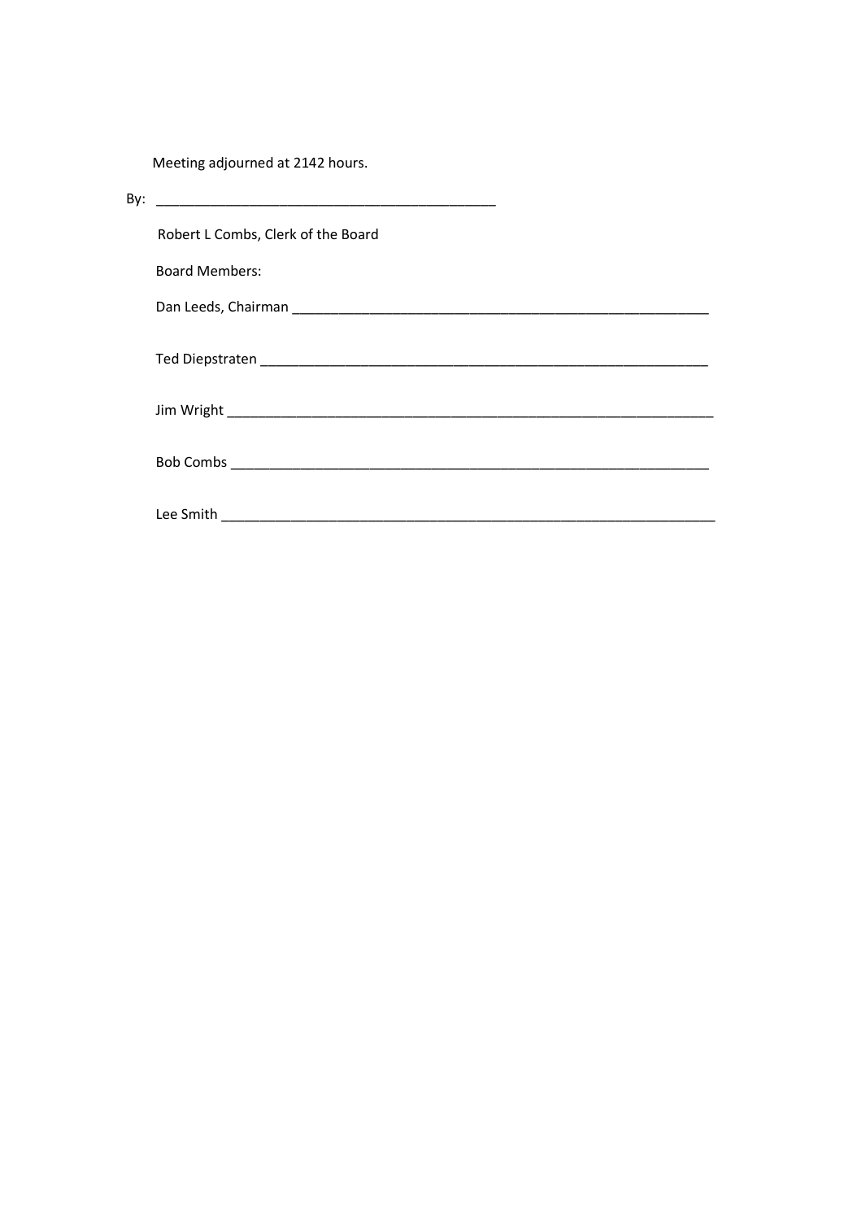Meeting adjourned at 2142 hours.

By: _____________________________________________

Robert L Combs, Clerk of the Board

Board Members:

Dan Leeds, Chairman _______________________________________________________

Ted Diepstraten ____________________________________________________________

Jim Wright ________________________________________________________________

Bob Combs ________________________________________________________________

Lee Smith _________________________________________________________________